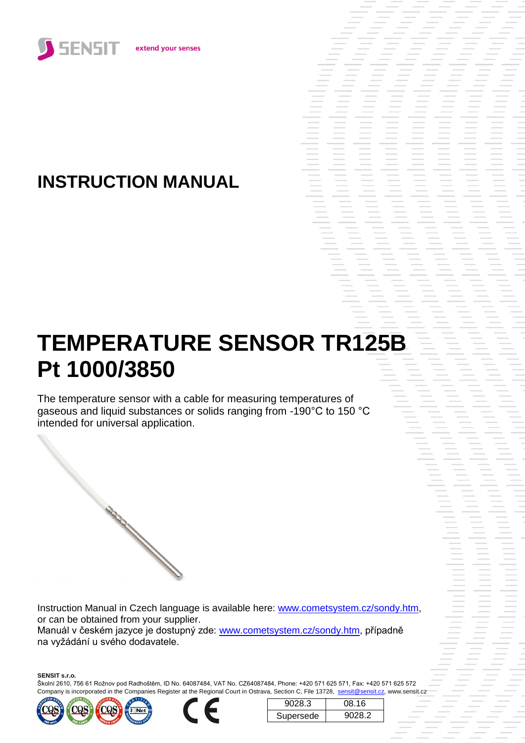SENSIT extend your senses

# INSTRUCTION MANUAL

# TEMPERATURE SENSOR TR125B Pt 1000/3850

The temperature sensor with a cable for measuring temperatures of gaseous and liquid substances or solids ranging from -190°C to 150 °C intended for universal application.

Instruction Manual in Czech language is available here: www.cometsystem.cz/sondy.htm, or can be obtained from your supplier.
Manuál v českém jazyce je dostupný zde: www.cometsystem.cz/sondy.htm, případně na vyžádání u svého dodavatele.

**SENSIT s.r.o.**
Školní 2610, 756 61 Rožnov pod Radhoštěm, ID No. 64087484, VAT No. CZ64087484, Phone: +420 571 625 571, Fax: +420 571 625 572
Company is incorporated in the Companies Register at the Regional Court in Ostrava, Section C, File 13728, sensit@sensit.cz, www.sensit.cz

| 9028.3 | 08.16 |
|---|---|
| Supersede | 9028.2 |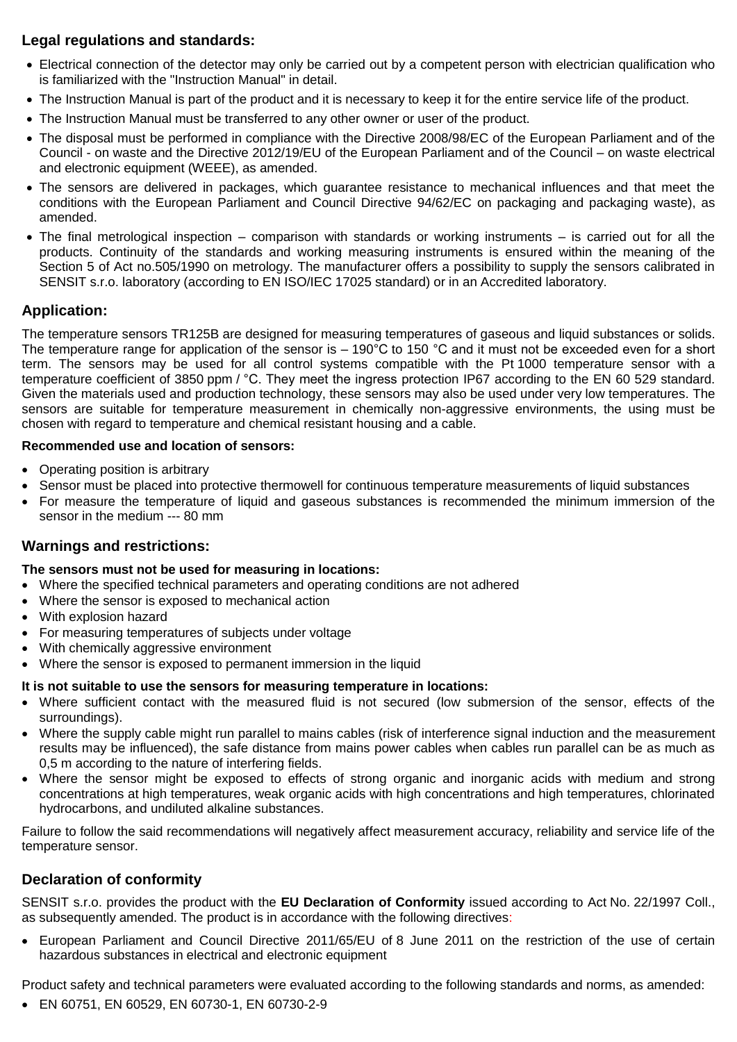## Legal regulations and standards:

- Electrical connection of the detector may only be carried out by a competent person with electrician qualification who is familiarized with the "Instruction Manual" in detail.
- The Instruction Manual is part of the product and it is necessary to keep it for the entire service life of the product.
- The Instruction Manual must be transferred to any other owner or user of the product.
- The disposal must be performed in compliance with the Directive 2008/98/EC of the European Parliament and of the Council - on waste and the Directive 2012/19/EU of the European Parliament and of the Council – on waste electrical and electronic equipment (WEEE), as amended.
- The sensors are delivered in packages, which guarantee resistance to mechanical influences and that meet the conditions with the European Parliament and Council Directive 94/62/EC on packaging and packaging waste), as amended.
- The final metrological inspection – comparison with standards or working instruments – is carried out for all the products. Continuity of the standards and working measuring instruments is ensured within the meaning of the Section 5 of Act no.505/1990 on metrology. The manufacturer offers a possibility to supply the sensors calibrated in SENSIT s.r.o. laboratory (according to EN ISO/IEC 17025 standard) or in an Accredited laboratory.

## Application:

The temperature sensors TR125B are designed for measuring temperatures of gaseous and liquid substances or solids. The temperature range for application of the sensor is – 190°C to 150 °C and it must not be exceeded even for a short term. The sensors may be used for all control systems compatible with the Pt 1000 temperature sensor with a temperature coefficient of 3850 ppm / °C. They meet the ingress protection IP67 according to the EN 60 529 standard. Given the materials used and production technology, these sensors may also be used under very low temperatures. The sensors are suitable for temperature measurement in chemically non-aggressive environments, the using must be chosen with regard to temperature and chemical resistant housing and a cable.

**Recommended use and location of sensors:**

- Operating position is arbitrary
- Sensor must be placed into protective thermowell for continuous temperature measurements of liquid substances
- For measure the temperature of liquid and gaseous substances is recommended the minimum immersion of the sensor in the medium --- 80 mm

## Warnings and restrictions:

**The sensors must not be used for measuring in locations:**

- Where the specified technical parameters and operating conditions are not adhered
- Where the sensor is exposed to mechanical action
- With explosion hazard
- For measuring temperatures of subjects under voltage
- With chemically aggressive environment
- Where the sensor is exposed to permanent immersion in the liquid

**It is not suitable to use the sensors for measuring temperature in locations:**

- Where sufficient contact with the measured fluid is not secured (low submersion of the sensor, effects of the surroundings).
- Where the supply cable might run parallel to mains cables (risk of interference signal induction and the measurement results may be influenced), the safe distance from mains power cables when cables run parallel can be as much as 0,5 m according to the nature of interfering fields.
- Where the sensor might be exposed to effects of strong organic and inorganic acids with medium and strong concentrations at high temperatures, weak organic acids with high concentrations and high temperatures, chlorinated hydrocarbons, and undiluted alkaline substances.

Failure to follow the said recommendations will negatively affect measurement accuracy, reliability and service life of the temperature sensor.

## Declaration of conformity

SENSIT s.r.o. provides the product with the **EU Declaration of Conformity** issued according to Act No. 22/1997 Coll., as subsequently amended. The product is in accordance with the following directives:

- European Parliament and Council Directive 2011/65/EU of 8 June 2011 on the restriction of the use of certain hazardous substances in electrical and electronic equipment

Product safety and technical parameters were evaluated according to the following standards and norms, as amended:

- EN 60751, EN 60529, EN 60730-1, EN 60730-2-9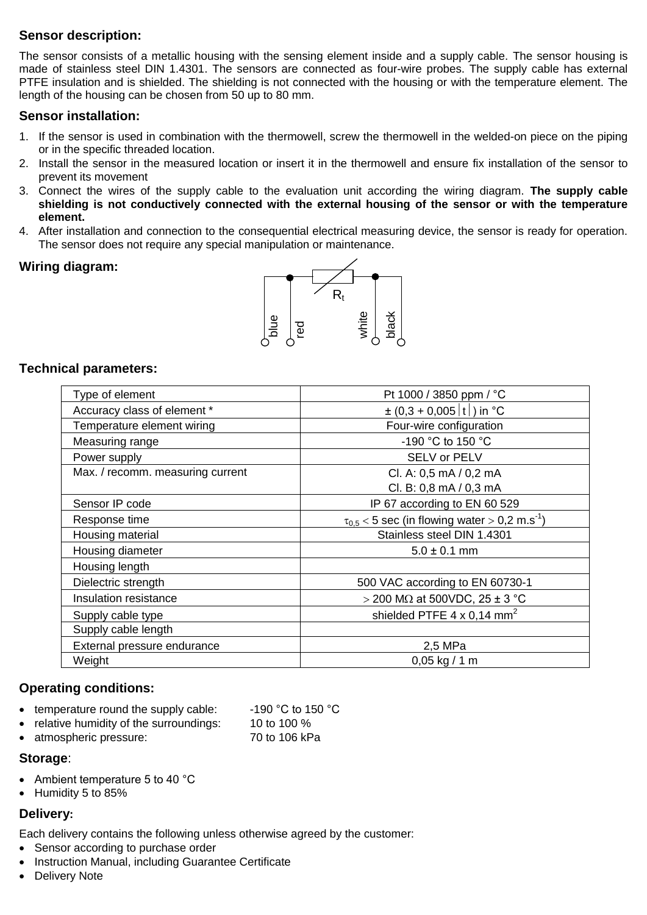## Sensor description:

The sensor consists of a metallic housing with the sensing element inside and a supply cable. The sensor housing is made of stainless steel DIN 1.4301. The sensors are connected as four-wire probes. The supply cable has external PTFE insulation and is shielded. The shielding is not connected with the housing or with the temperature element. The length of the housing can be chosen from 50 up to 80 mm.

## Sensor installation:

1. If the sensor is used in combination with the thermowell, screw the thermowell in the welded-on piece on the piping or in the specific threaded location.
2. Install the sensor in the measured location or insert it in the thermowell and ensure fix installation of the sensor to prevent its movement
3. Connect the wires of the supply cable to the evaluation unit according the wiring diagram. **The supply cable shielding is not conductively connected with the external housing of the sensor or with the temperature element.**
4. After installation and connection to the consequential electrical measuring device, the sensor is ready for operation. The sensor does not require any special manipulation or maintenance.

## Wiring diagram:

$R_t$

blue red white black

## Technical parameters:

| Type of element | Pt 1000 / 3850 ppm / °C |
|---|---|
| Accuracy class of element * | ± (0,3 + 0,005 $\lvert t \rvert$ ) in °C |
| Temperature element wiring | Four-wire configuration |
| Measuring range | -190 °C to 150 °C |
| Power supply | SELV or PELV |
| Max. / recomm. measuring current | Cl. A: 0,5 mA / 0,2 mA<br>Cl. B: 0,8 mA / 0,3 mA |
| Sensor IP code | IP 67 according to EN 60 529 |
| Response time | $\tau_{0,5} < 5$ sec (in flowing water $> 0,2$ m.s$^{-1}$) |
| Housing material | Stainless steel DIN 1.4301 |
| Housing diameter | 5.0 ± 0.1 mm |
| Housing length | |
| Dielectric strength | 500 VAC according to EN 60730-1 |
| Insulation resistance | $>$ 200 M$\Omega$ at 500VDC, 25 ± 3 °C |
| Supply cable type | shielded PTFE 4 x 0,14 mm$^2$ |
| Supply cable length | |
| External pressure endurance | 2,5 MPa |
| Weight | 0,05 kg / 1 m |

## Operating conditions:

- temperature round the supply cable: -190 °C to 150 °C
- relative humidity of the surroundings: 10 to 100 %
- atmospheric pressure: 70 to 106 kPa

## Storage:

- Ambient temperature 5 to 40 °C
- Humidity 5 to 85%

## Delivery:

Each delivery contains the following unless otherwise agreed by the customer:

- Sensor according to purchase order
- Instruction Manual, including Guarantee Certificate
- Delivery Note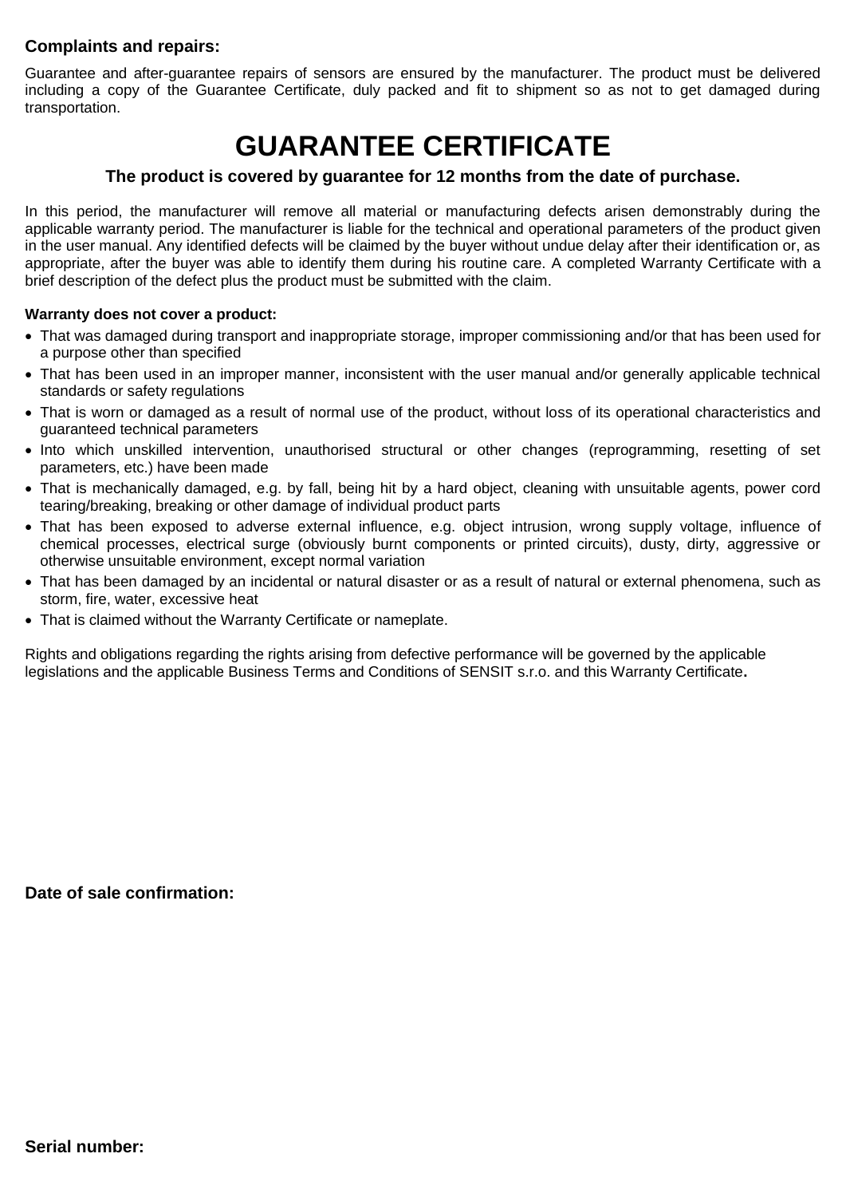### Complaints and repairs:

Guarantee and after-guarantee repairs of sensors are ensured by the manufacturer. The product must be delivered including a copy of the Guarantee Certificate, duly packed and fit to shipment so as not to get damaged during transportation.

# GUARANTEE CERTIFICATE

**The product is covered by guarantee for 12 months from the date of purchase.**

In this period, the manufacturer will remove all material or manufacturing defects arisen demonstrably during the applicable warranty period. The manufacturer is liable for the technical and operational parameters of the product given in the user manual. Any identified defects will be claimed by the buyer without undue delay after their identification or, as appropriate, after the buyer was able to identify them during his routine care. A completed Warranty Certificate with a brief description of the defect plus the product must be submitted with the claim.

**Warranty does not cover a product:**

- That was damaged during transport and inappropriate storage, improper commissioning and/or that has been used for a purpose other than specified
- That has been used in an improper manner, inconsistent with the user manual and/or generally applicable technical standards or safety regulations
- That is worn or damaged as a result of normal use of the product, without loss of its operational characteristics and guaranteed technical parameters
- Into which unskilled intervention, unauthorised structural or other changes (reprogramming, resetting of set parameters, etc.) have been made
- That is mechanically damaged, e.g. by fall, being hit by a hard object, cleaning with unsuitable agents, power cord tearing/breaking, breaking or other damage of individual product parts
- That has been exposed to adverse external influence, e.g. object intrusion, wrong supply voltage, influence of chemical processes, electrical surge (obviously burnt components or printed circuits), dusty, dirty, aggressive or otherwise unsuitable environment, except normal variation
- That has been damaged by an incidental or natural disaster or as a result of natural or external phenomena, such as storm, fire, water, excessive heat
- That is claimed without the Warranty Certificate or nameplate.

Rights and obligations regarding the rights arising from defective performance will be governed by the applicable legislations and the applicable Business Terms and Conditions of SENSIT s.r.o. and this Warranty Certificate**.**

**Date of sale confirmation:**

**Serial number:**